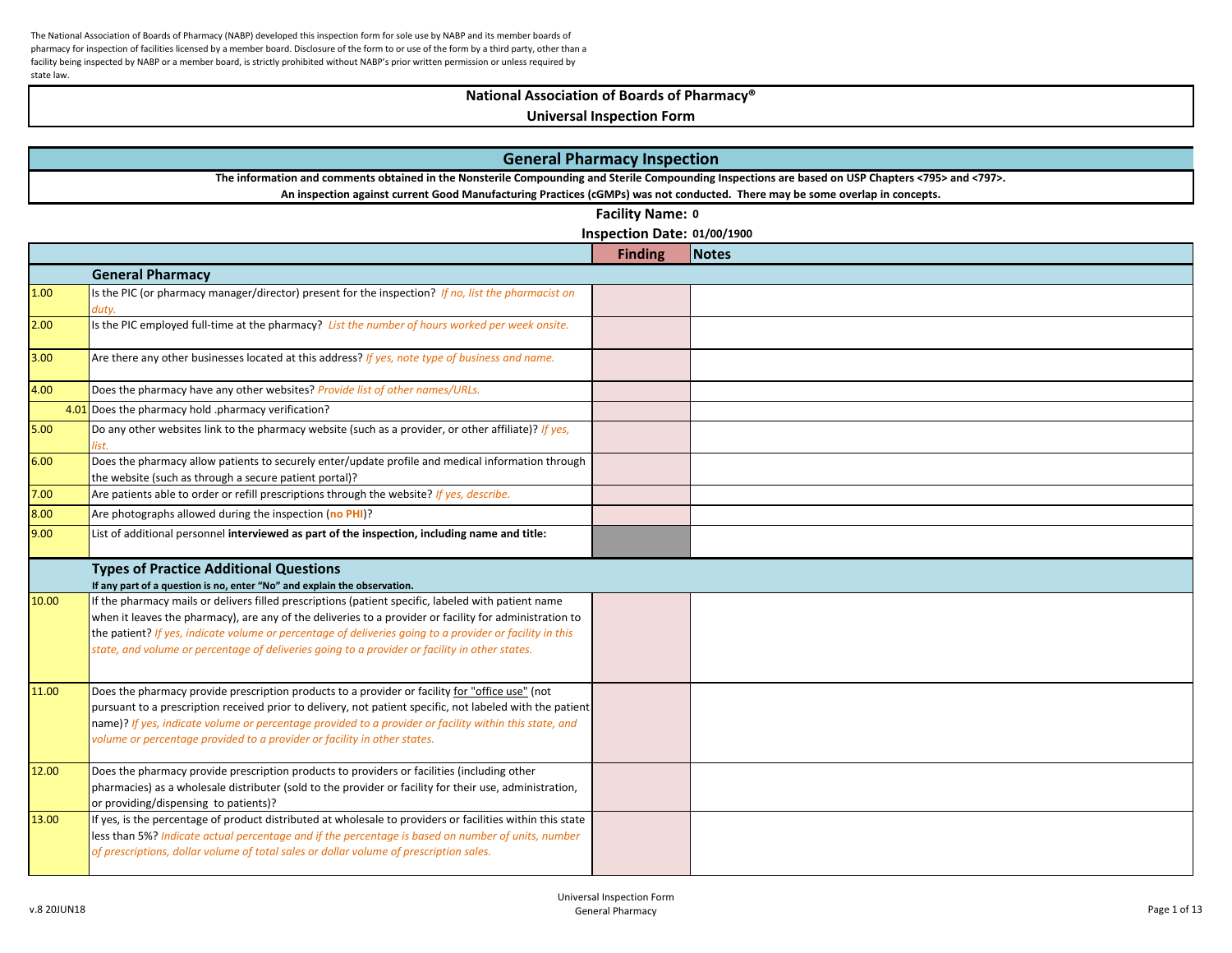The National Association of Boards of Pharmacy (NABP) developed this inspection form for sole use by NABP and its member boards of pharmacy for inspection of facilities licensed by a member board. Disclosure of the form to or use of the form by a third party, other than a facility being inspected by NABP or a member board, is strictly prohibited without NABP's prior written permission or unless required by state law.

# National Association of Boards of Pharmacy®
# Universal Inspection Form

## General Pharmacy Inspection

**The information and comments obtained in the Nonsterile Compounding and Sterile Compounding Inspections are based on USP Chapters <795> and <797>.**
**An inspection against current Good Manufacturing Practices (cGMPs) was not conducted. There may be some overlap in concepts.**

**Facility Name:** **0**

**Inspection Date:** **01/00/1900**

| | | Finding | Notes |
|---|---|---|---|
| | **General Pharmacy** | | |
| 1.00 | Is the PIC (or pharmacy manager/director) present for the inspection? *If no, list the pharmacist on duty.* | | |
| 2.00 | Is the PIC employed full-time at the pharmacy? *List the number of hours worked per week onsite.* | | |
| 3.00 | Are there any other businesses located at this address? *If yes, note type of business and name.* | | |
| 4.00 | Does the pharmacy have any other websites? *Provide list of other names/URLs.* | | |
| 4.01 | Does the pharmacy hold .pharmacy verification? | | |
| 5.00 | Do any other websites link to the pharmacy website (such as a provider, or other affiliate)? *If yes, list.* | | |
| 6.00 | Does the pharmacy allow patients to securely enter/update profile and medical information through the website (such as through a secure patient portal)? | | |
| 7.00 | Are patients able to order or refill prescriptions through the website? *If yes, describe.* | | |
| 8.00 | Are photographs allowed during the inspection (**no PHI**)? | | |
| 9.00 | List of additional personnel **interviewed as part of the inspection, including name and title:** | | |
| | **Types of Practice Additional Questions** **If any part of a question is no, enter "No" and explain the observation.** | | |
| 10.00 | If the pharmacy mails or delivers filled prescriptions (patient specific, labeled with patient name when it leaves the pharmacy), are any of the deliveries to a provider or facility for administration to the patient? *If yes, indicate volume or percentage of deliveries going to a provider or facility in this state, and volume or percentage of deliveries going to a provider or facility in other states.* | | |
| 11.00 | Does the pharmacy provide prescription products to a provider or facility for "office use" (not pursuant to a prescription received prior to delivery, not patient specific, not labeled with the patient name)? *If yes, indicate volume or percentage provided to a provider or facility within this state, and volume or percentage provided to a provider or facility in other states.* | | |
| 12.00 | Does the pharmacy provide prescription products to providers or facilities (including other pharmacies) as a wholesale distributer (sold to the provider or facility for their use, administration, or providing/dispensing to patients)? | | |
| 13.00 | If yes, is the percentage of product distributed at wholesale to providers or facilities within this state less than 5%? *Indicate actual percentage and if the percentage is based on number of units, number of prescriptions, dollar volume of total sales or dollar volume of prescription sales.* | | |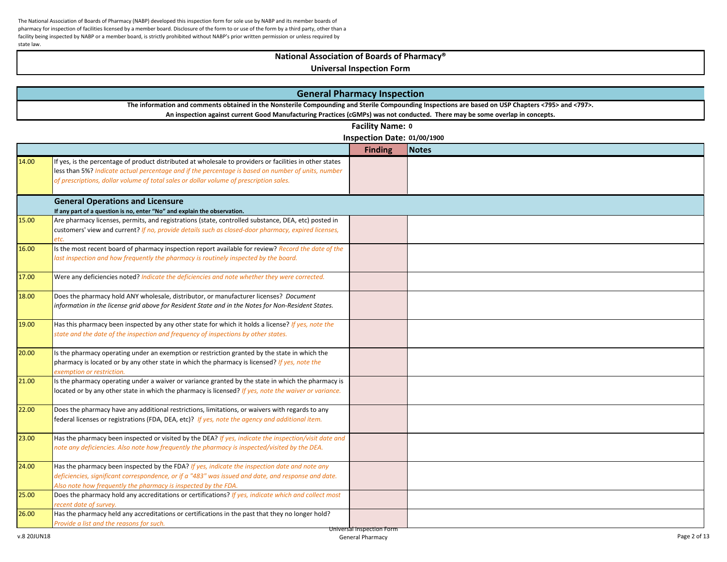The National Association of Boards of Pharmacy (NABP) developed this inspection form for sole use by NABP and its member boards of pharmacy for inspection of facilities licensed by a member board. Disclosure of the form to or use of the form by a third party, other than a facility being inspected by NABP or a member board, is strictly prohibited without NABP's prior written permission or unless required by state law.

# National Association of Boards of Pharmacy®
## Universal Inspection Form

## General Pharmacy Inspection

**The information and comments obtained in the Nonsterile Compounding and Sterile Compounding Inspections are based on USP Chapters <795> and <797>.**
**An inspection against current Good Manufacturing Practices (cGMPs) was not conducted. There may be some overlap in concepts.**

**Facility Name:** 0

**Inspection Date:** 01/00/1900

| | | Finding | Notes |
|---|---|---|---|
| 14.00 | If yes, is the percentage of product distributed at wholesale to providers or facilities in other states less than 5%? *Indicate actual percentage and if the percentage is based on number of units, number of prescriptions, dollar volume of total sales or dollar volume of prescription sales.* | | |
| | **General Operations and Licensure** **If any part of a question is no, enter "No" and explain the observation.** | | |
| 15.00 | Are pharmacy licenses, permits, and registrations (state, controlled substance, DEA, etc) posted in customers' view and current? *If no, provide details such as closed-door pharmacy, expired licenses, etc.* | | |
| 16.00 | Is the most recent board of pharmacy inspection report available for review? *Record the date of the last inspection and how frequently the pharmacy is routinely inspected by the board.* | | |
| 17.00 | Were any deficiencies noted? *Indicate the deficiencies and note whether they were corrected.* | | |
| 18.00 | Does the pharmacy hold ANY wholesale, distributor, or manufacturer licenses? *Document information in the license grid above for Resident State and in the Notes for Non-Resident States.* | | |
| 19.00 | Has this pharmacy been inspected by any other state for which it holds a license? *If yes, note the state and the date of the inspection and frequency of inspections by other states.* | | |
| 20.00 | Is the pharmacy operating under an exemption or restriction granted by the state in which the pharmacy is located or by any other state in which the pharmacy is licensed? *If yes, note the exemption or restriction.* | | |
| 21.00 | Is the pharmacy operating under a waiver or variance granted by the state in which the pharmacy is located or by any other state in which the pharmacy is licensed? *If yes, note the waiver or variance.* | | |
| 22.00 | Does the pharmacy have any additional restrictions, limitations, or waivers with regards to any federal licenses or registrations (FDA, DEA, etc)? *If yes, note the agency and additional item.* | | |
| 23.00 | Has the pharmacy been inspected or visited by the DEA? *If yes, indicate the inspection/visit date and note any deficiencies. Also note how frequently the pharmacy is inspected/visited by the DEA.* | | |
| 24.00 | Has the pharmacy been inspected by the FDA? *If yes, indicate the inspection date and note any deficiencies, significant correspondence, or if a "483" was issued and date, and response and date. Also note how frequently the pharmacy is inspected by the FDA.* | | |
| 25.00 | Does the pharmacy hold any accreditations or certifications? *If yes, indicate which and collect most recent date of survey.* | | |
| 26.00 | Has the pharmacy held any accreditations or certifications in the past that they no longer hold? *Provide a list and the reasons for such.* | | |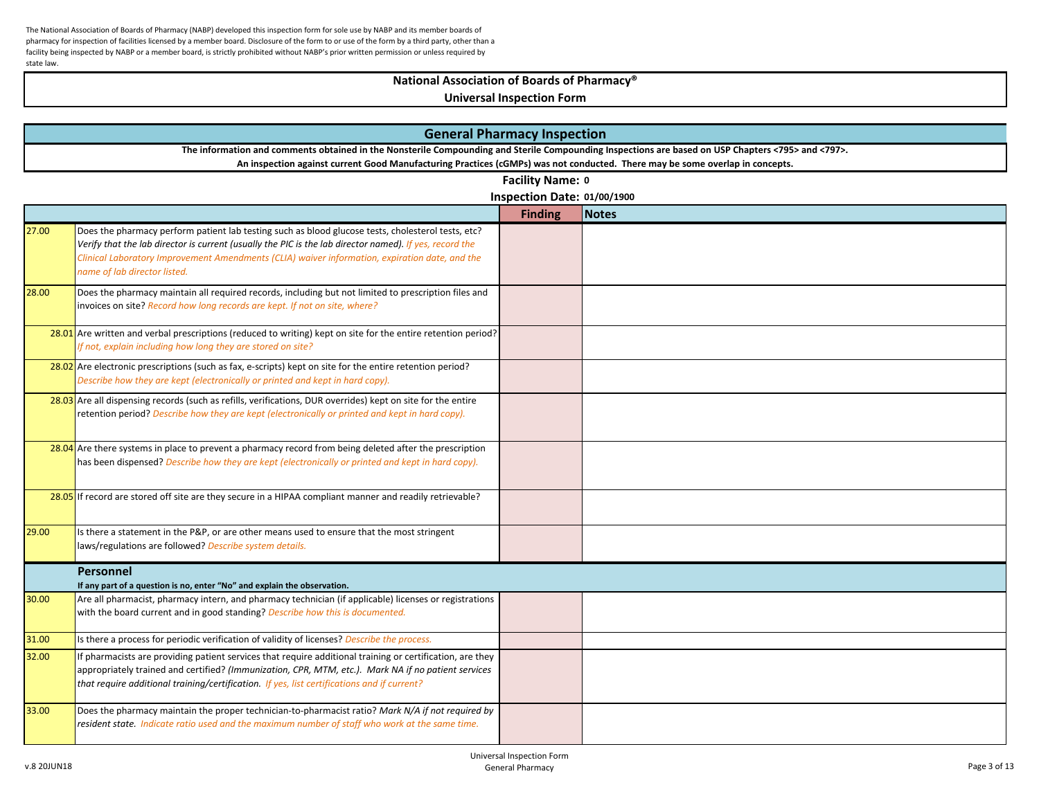The National Association of Boards of Pharmacy (NABP) developed this inspection form for sole use by NABP and its member boards of pharmacy for inspection of facilities licensed by a member board. Disclosure of the form to or use of the form by a third party, other than a facility being inspected by NABP or a member board, is strictly prohibited without NABP's prior written permission or unless required by state law.

# National Association of Boards of Pharmacy®
## Universal Inspection Form

## General Pharmacy Inspection

**The information and comments obtained in the Nonsterile Compounding and Sterile Compounding Inspections are based on USP Chapters <795> and <797>.**
**An inspection against current Good Manufacturing Practices (cGMPs) was not conducted. There may be some overlap in concepts.**

**Facility Name: 0**

**Inspection Date: 01/00/1900**

| | | Finding | Notes |
|---|---|---|---|
| 27.00 | Does the pharmacy perform patient lab testing such as blood glucose tests, cholesterol tests, etc? *Verify that the lab director is current (usually the PIC is the lab director named). If yes, record the Clinical Laboratory Improvement Amendments (CLIA) waiver information, expiration date, and the name of lab director listed.* | | |
| 28.00 | Does the pharmacy maintain all required records, including but not limited to prescription files and invoices on site? *Record how long records are kept. If not on site, where?* | | |
| 28.01 | Are written and verbal prescriptions (reduced to writing) kept on site for the entire retention period? *If not, explain including how long they are stored on site?* | | |
| 28.02 | Are electronic prescriptions (such as fax, e-scripts) kept on site for the entire retention period? *Describe how they are kept (electronically or printed and kept in hard copy).* | | |
| 28.03 | Are all dispensing records (such as refills, verifications, DUR overrides) kept on site for the entire retention period? *Describe how they are kept (electronically or printed and kept in hard copy).* | | |
| 28.04 | Are there systems in place to prevent a pharmacy record from being deleted after the prescription has been dispensed? *Describe how they are kept (electronically or printed and kept in hard copy).* | | |
| 28.05 | If record are stored off site are they secure in a HIPAA compliant manner and readily retrievable? | | |
| 29.00 | Is there a statement in the P&P, or are other means used to ensure that the most stringent laws/regulations are followed? *Describe system details.* | | |
| | **Personnel** **If any part of a question is no, enter "No" and explain the observation.** | | |
| 30.00 | Are all pharmacist, pharmacy intern, and pharmacy technician (if applicable) licenses or registrations with the board current and in good standing? *Describe how this is documented.* | | |
| 31.00 | Is there a process for periodic verification of validity of licenses? *Describe the process.* | | |
| 32.00 | If pharmacists are providing patient services that require additional training or certification, are they appropriately trained and certified? *(Immunization, CPR, MTM, etc.). Mark NA if no patient services that require additional training/certification. If yes, list certifications and if current?* | | |
| 33.00 | Does the pharmacy maintain the proper technician-to-pharmacist ratio? *Mark N/A if not required by resident state. Indicate ratio used and the maximum number of staff who work at the same time.* | | |

v.8 20JUN18

Universal Inspection Form
General Pharmacy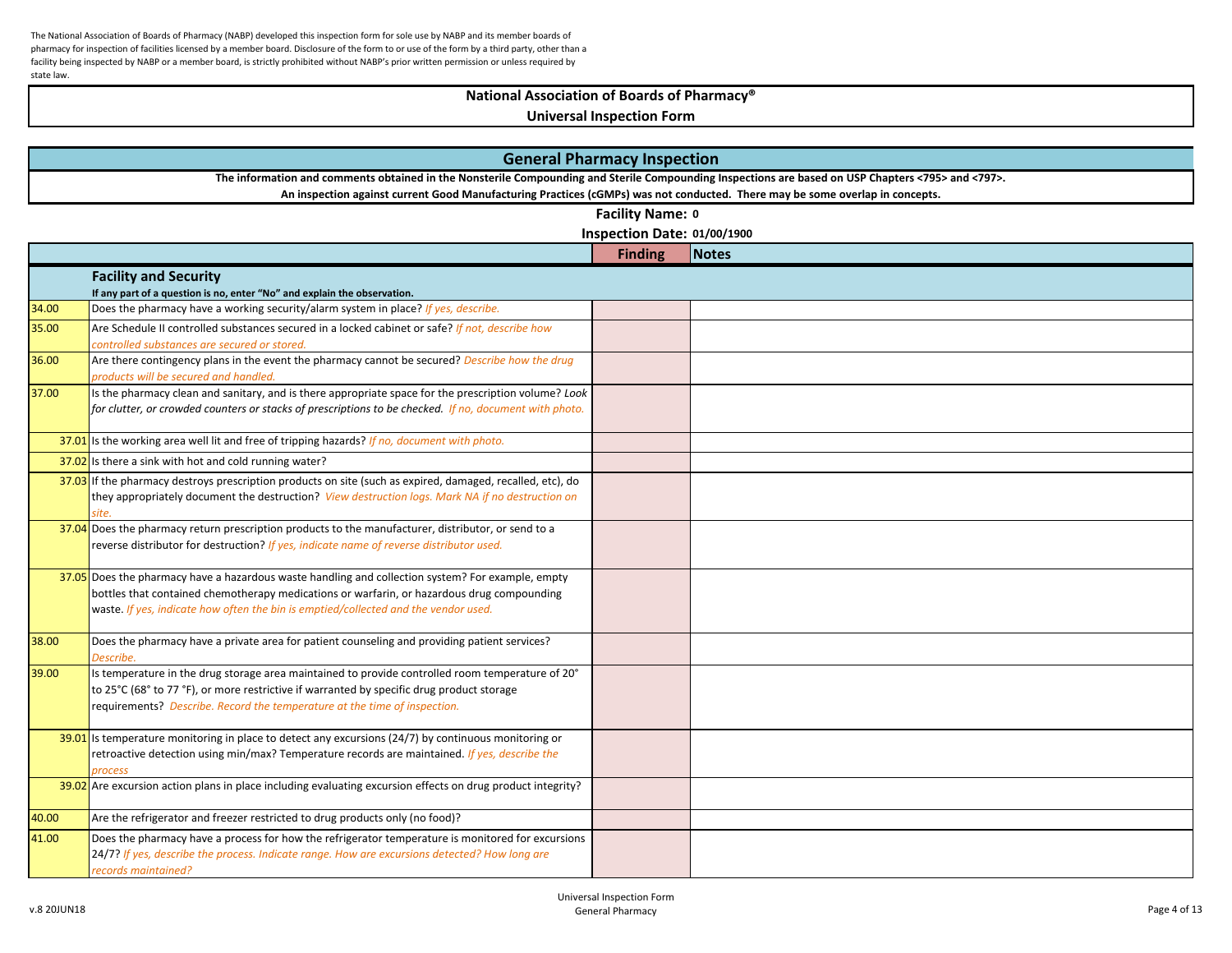The National Association of Boards of Pharmacy (NABP) developed this inspection form for sole use by NABP and its member boards of pharmacy for inspection of facilities licensed by a member board. Disclosure of the form to or use of the form by a third party, other than a facility being inspected by NABP or a member board, is strictly prohibited without NABP's prior written permission or unless required by state law.

# National Association of Boards of Pharmacy®

## Universal Inspection Form

## General Pharmacy Inspection

**The information and comments obtained in the Nonsterile Compounding and Sterile Compounding Inspections are based on USP Chapters <795> and <797>.**

**An inspection against current Good Manufacturing Practices (cGMPs) was not conducted. There may be some overlap in concepts.**

**Facility Name: 0**

**Inspection Date: 01/00/1900**

| | | Finding | Notes |
|---|---|---|---|
| | **Facility and Security** <br> **If any part of a question is no, enter "No" and explain the observation.** | | |
| 34.00 | Does the pharmacy have a working security/alarm system in place? *If yes, describe.* | | |
| 35.00 | Are Schedule II controlled substances secured in a locked cabinet or safe? *If not, describe how controlled substances are secured or stored.* | | |
| 36.00 | Are there contingency plans in the event the pharmacy cannot be secured? *Describe how the drug products will be secured and handled.* | | |
| 37.00 | Is the pharmacy clean and sanitary, and is there appropriate space for the prescription volume? *Look for clutter, or crowded counters or stacks of prescriptions to be checked. If no, document with photo.* | | |
| 37.01 | Is the working area well lit and free of tripping hazards? *If no, document with photo.* | | |
| 37.02 | Is there a sink with hot and cold running water? | | |
| 37.03 | If the pharmacy destroys prescription products on site (such as expired, damaged, recalled, etc), do they appropriately document the destruction? *View destruction logs. Mark NA if no destruction on site.* | | |
| 37.04 | Does the pharmacy return prescription products to the manufacturer, distributor, or send to a reverse distributor for destruction? *If yes, indicate name of reverse distributor used.* | | |
| 37.05 | Does the pharmacy have a hazardous waste handling and collection system? For example, empty bottles that contained chemotherapy medications or warfarin, or hazardous drug compounding waste. *If yes, indicate how often the bin is emptied/collected and the vendor used.* | | |
| 38.00 | Does the pharmacy have a private area for patient counseling and providing patient services? *Describe.* | | |
| 39.00 | Is temperature in the drug storage area maintained to provide controlled room temperature of 20° to 25°C (68° to 77 °F), or more restrictive if warranted by specific drug product storage requirements? *Describe. Record the temperature at the time of inspection.* | | |
| 39.01 | Is temperature monitoring in place to detect any excursions (24/7) by continuous monitoring or retroactive detection using min/max? Temperature records are maintained. *If yes, describe the process* | | |
| 39.02 | Are excursion action plans in place including evaluating excursion effects on drug product integrity? | | |
| 40.00 | Are the refrigerator and freezer restricted to drug products only (no food)? | | |
| 41.00 | Does the pharmacy have a process for how the refrigerator temperature is monitored for excursions 24/7? *If yes, describe the process. Indicate range. How are excursions detected? How long are records maintained?* | | |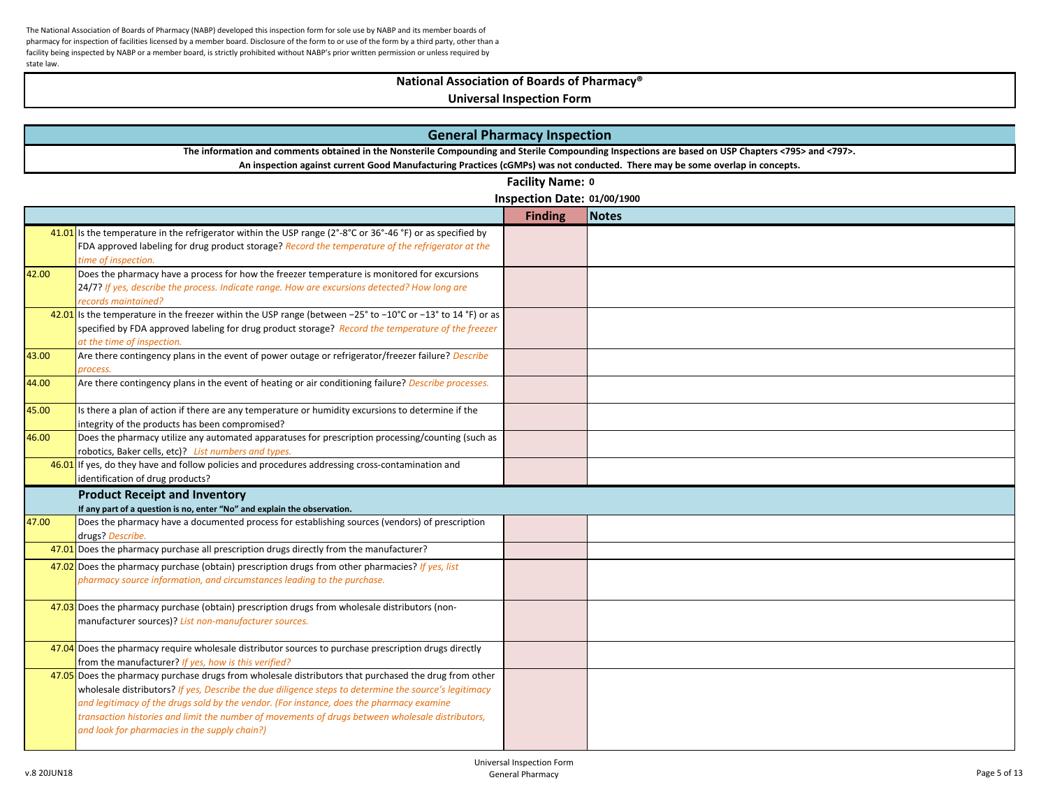The National Association of Boards of Pharmacy (NABP) developed this inspection form for sole use by NABP and its member boards of pharmacy for inspection of facilities licensed by a member board. Disclosure of the form to or use of the form by a third party, other than a facility being inspected by NABP or a member board, is strictly prohibited without NABP's prior written permission or unless required by state law.

# National Association of Boards of Pharmacy®

## Universal Inspection Form

## General Pharmacy Inspection

**The information and comments obtained in the Nonsterile Compounding and Sterile Compounding Inspections are based on USP Chapters <795> and <797>.**

**An inspection against current Good Manufacturing Practices (cGMPs) was not conducted. There may be some overlap in concepts.**

**Facility Name:** 0

**Inspection Date:** 01/00/1900

| | | Finding | Notes |
|---|---|---|---|
| 41.01 | Is the temperature in the refrigerator within the USP range (2°-8°C or 36°-46 °F) or as specified by FDA approved labeling for drug product storage? *Record the temperature of the refrigerator at the time of inspection.* | | |
| 42.00 | Does the pharmacy have a process for how the freezer temperature is monitored for excursions 24/7? *If yes, describe the process. Indicate range. How are excursions detected? How long are records maintained?* | | |
| 42.01 | Is the temperature in the freezer within the USP range (between −25° to −10°C or −13° to 14 °F) or as specified by FDA approved labeling for drug product storage? *Record the temperature of the freezer at the time of inspection.* | | |
| 43.00 | Are there contingency plans in the event of power outage or refrigerator/freezer failure? *Describe process.* | | |
| 44.00 | Are there contingency plans in the event of heating or air conditioning failure? *Describe processes.* | | |
| 45.00 | Is there a plan of action if there are any temperature or humidity excursions to determine if the integrity of the products has been compromised? | | |
| 46.00 | Does the pharmacy utilize any automated apparatuses for prescription processing/counting (such as robotics, Baker cells, etc)? *List numbers and types.* | | |
| 46.01 | If yes, do they have and follow policies and procedures addressing cross-contamination and identification of drug products? | | |
| | **Product Receipt and Inventory** **If any part of a question is no, enter "No" and explain the observation.** | | |
| 47.00 | Does the pharmacy have a documented process for establishing sources (vendors) of prescription drugs? *Describe.* | | |
| 47.01 | Does the pharmacy purchase all prescription drugs directly from the manufacturer? | | |
| 47.02 | Does the pharmacy purchase (obtain) prescription drugs from other pharmacies? *If yes, list pharmacy source information, and circumstances leading to the purchase.* | | |
| 47.03 | Does the pharmacy purchase (obtain) prescription drugs from wholesale distributors (non-manufacturer sources)? *List non-manufacturer sources.* | | |
| 47.04 | Does the pharmacy require wholesale distributor sources to purchase prescription drugs directly from the manufacturer? *If yes, how is this verified?* | | |
| 47.05 | Does the pharmacy purchase drugs from wholesale distributors that purchased the drug from other wholesale distributors? *If yes, Describe the due diligence steps to determine the source's legitimacy and legitimacy of the drugs sold by the vendor. (For instance, does the pharmacy examine transaction histories and limit the number of movements of drugs between wholesale distributors, and look for pharmacies in the supply chain?)* | | |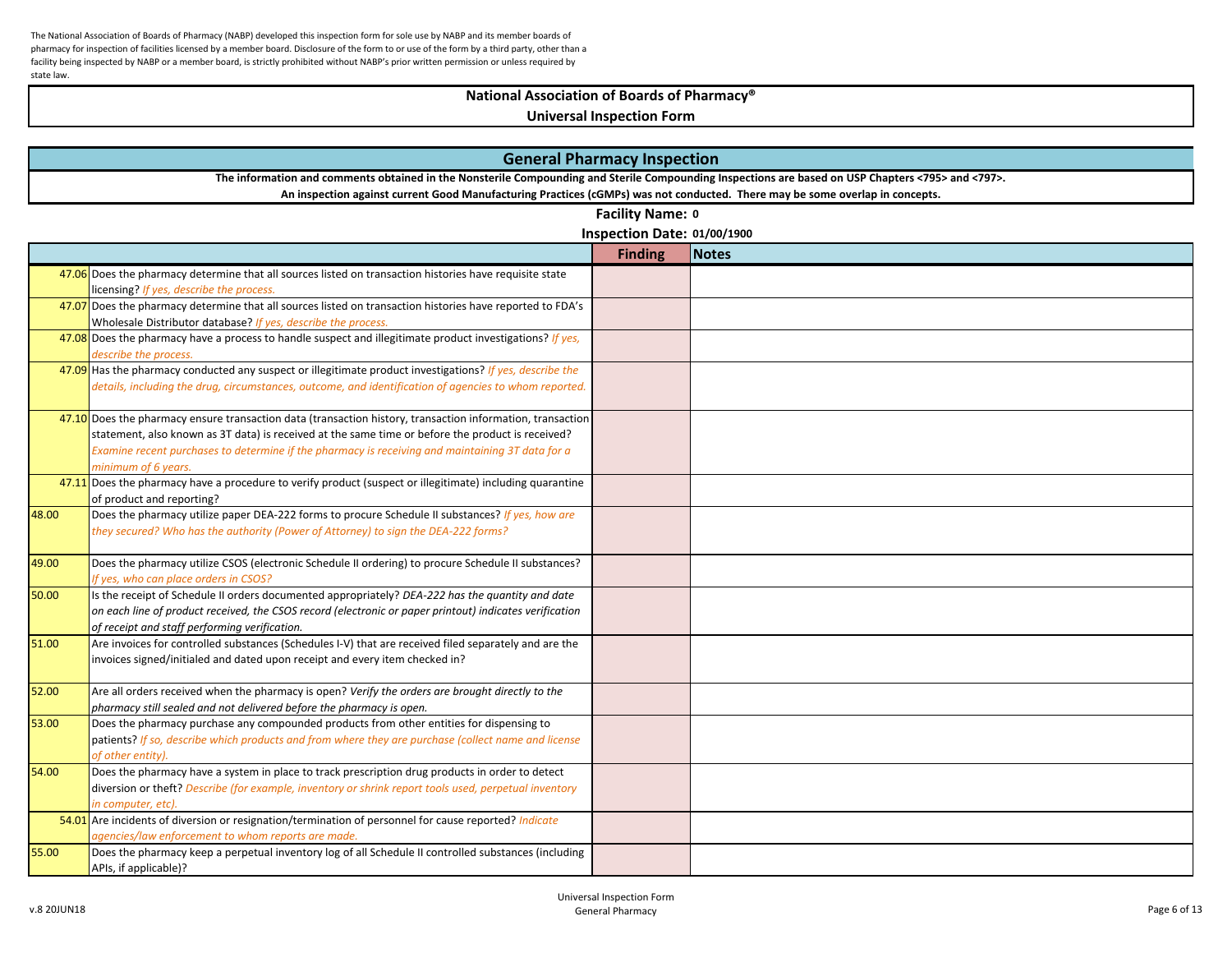The National Association of Boards of Pharmacy (NABP) developed this inspection form for sole use by NABP and its member boards of pharmacy for inspection of facilities licensed by a member board. Disclosure of the form to or use of the form by a third party, other than a facility being inspected by NABP or a member board, is strictly prohibited without NABP's prior written permission or unless required by state law.

# National Association of Boards of Pharmacy®

## Universal Inspection Form

## General Pharmacy Inspection

**The information and comments obtained in the Nonsterile Compounding and Sterile Compounding Inspections are based on USP Chapters <795> and <797>.**
**An inspection against current Good Manufacturing Practices (cGMPs) was not conducted. There may be some overlap in concepts.**

**Facility Name:** 0

**Inspection Date:** 01/00/1900

| | | Finding | Notes |
|---|---|---|---|
| 47.06 | Does the pharmacy determine that all sources listed on transaction histories have requisite state licensing? *If yes, describe the process.* | | |
| 47.07 | Does the pharmacy determine that all sources listed on transaction histories have reported to FDA's Wholesale Distributor database? *If yes, describe the process.* | | |
| 47.08 | Does the pharmacy have a process to handle suspect and illegitimate product investigations? *If yes, describe the process.* | | |
| 47.09 | Has the pharmacy conducted any suspect or illegitimate product investigations? *If yes, describe the details, including the drug, circumstances, outcome, and identification of agencies to whom reported.* | | |
| 47.10 | Does the pharmacy ensure transaction data (transaction history, transaction information, transaction statement, also known as 3T data) is received at the same time or before the product is received? *Examine recent purchases to determine if the pharmacy is receiving and maintaining 3T data for a minimum of 6 years.* | | |
| 47.11 | Does the pharmacy have a procedure to verify product (suspect or illegitimate) including quarantine of product and reporting? | | |
| 48.00 | Does the pharmacy utilize paper DEA-222 forms to procure Schedule II substances? *If yes, how are they secured? Who has the authority (Power of Attorney) to sign the DEA-222 forms?* | | |
| 49.00 | Does the pharmacy utilize CSOS (electronic Schedule II ordering) to procure Schedule II substances? *If yes, who can place orders in CSOS?* | | |
| 50.00 | Is the receipt of Schedule II orders documented appropriately? *DEA-222 has the quantity and date on each line of product received, the CSOS record (electronic or paper printout) indicates verification of receipt and staff performing verification.* | | |
| 51.00 | Are invoices for controlled substances (Schedules I-V) that are received filed separately and are the invoices signed/initialed and dated upon receipt and every item checked in? | | |
| 52.00 | Are all orders received when the pharmacy is open? *Verify the orders are brought directly to the pharmacy still sealed and not delivered before the pharmacy is open.* | | |
| 53.00 | Does the pharmacy purchase any compounded products from other entities for dispensing to patients? *If so, describe which products and from where they are purchase (collect name and license of other entity).* | | |
| 54.00 | Does the pharmacy have a system in place to track prescription drug products in order to detect diversion or theft? *Describe (for example, inventory or shrink report tools used, perpetual inventory in computer, etc).* | | |
| 54.01 | Are incidents of diversion or resignation/termination of personnel for cause reported? *Indicate agencies/law enforcement to whom reports are made.* | | |
| 55.00 | Does the pharmacy keep a perpetual inventory log of all Schedule II controlled substances (including APIs, if applicable)? | | |

v.8 20JUN18

Universal Inspection Form
General Pharmacy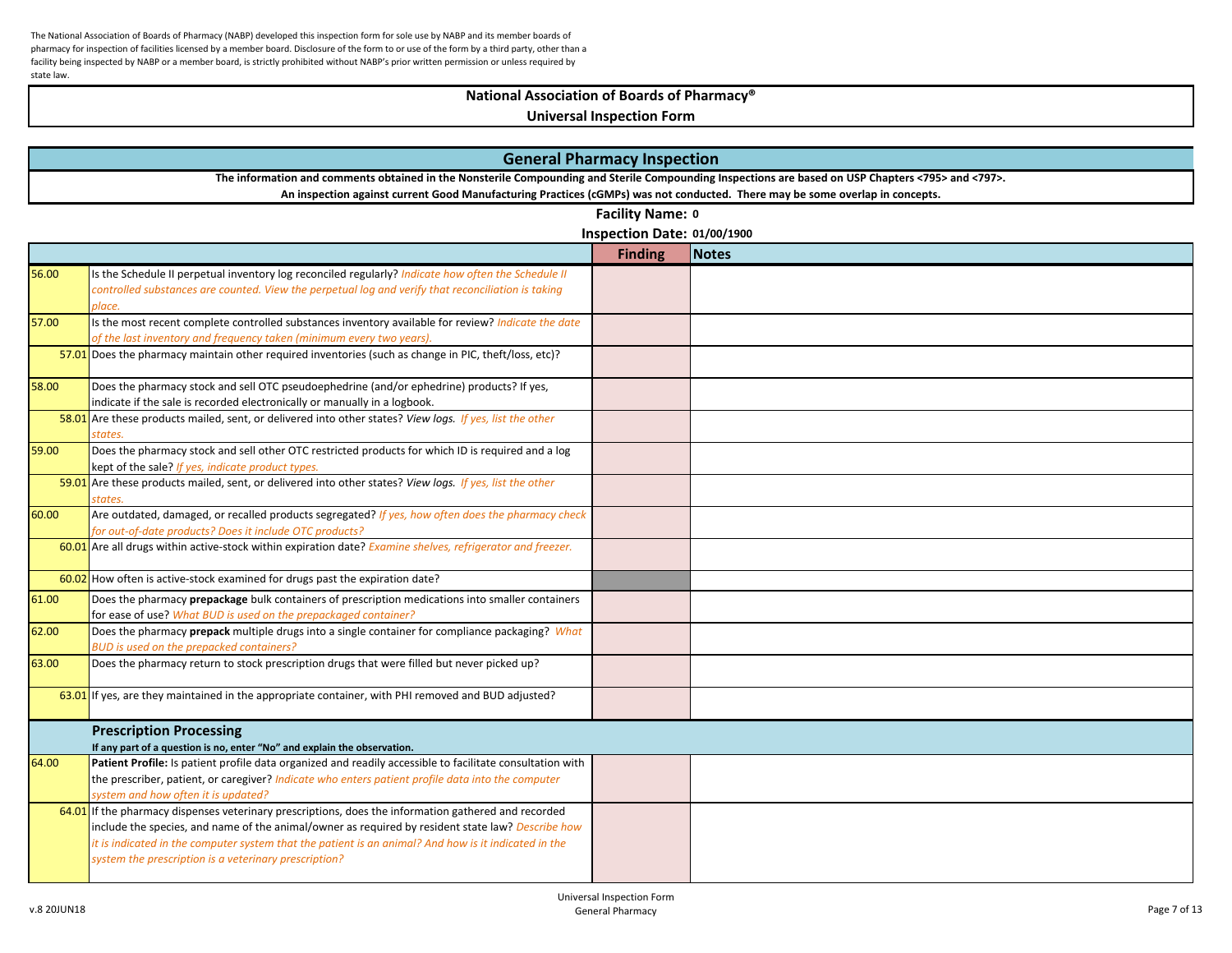The National Association of Boards of Pharmacy (NABP) developed this inspection form for sole use by NABP and its member boards of pharmacy for inspection of facilities licensed by a member board. Disclosure of the form to or use of the form by a third party, other than a facility being inspected by NABP or a member board, is strictly prohibited without NABP's prior written permission or unless required by state law.

# National Association of Boards of Pharmacy®

## Universal Inspection Form

## General Pharmacy Inspection

**The information and comments obtained in the Nonsterile Compounding and Sterile Compounding Inspections are based on USP Chapters <795> and <797>.**
**An inspection against current Good Manufacturing Practices (cGMPs) was not conducted. There may be some overlap in concepts.**

**Facility Name:** 0

**Inspection Date:** 01/00/1900

| | | Finding | Notes |
|---|---|---|---|
| 56.00 | Is the Schedule II perpetual inventory log reconciled regularly? *Indicate how often the Schedule II controlled substances are counted. View the perpetual log and verify that reconciliation is taking place.* | | |
| 57.00 | Is the most recent complete controlled substances inventory available for review? *Indicate the date of the last inventory and frequency taken (minimum every two years).* | | |
| 57.01 | Does the pharmacy maintain other required inventories (such as change in PIC, theft/loss, etc)? | | |
| 58.00 | Does the pharmacy stock and sell OTC pseudoephedrine (and/or ephedrine) products? If yes, indicate if the sale is recorded electronically or manually in a logbook. | | |
| 58.01 | Are these products mailed, sent, or delivered into other states? *View logs. If yes, list the other states.* | | |
| 59.00 | Does the pharmacy stock and sell other OTC restricted products for which ID is required and a log kept of the sale? *If yes, indicate product types.* | | |
| 59.01 | Are these products mailed, sent, or delivered into other states? *View logs. If yes, list the other states.* | | |
| 60.00 | Are outdated, damaged, or recalled products segregated? *If yes, how often does the pharmacy check for out-of-date products? Does it include OTC products?* | | |
| 60.01 | Are all drugs within active-stock within expiration date? *Examine shelves, refrigerator and freezer.* | | |
| 60.02 | How often is active-stock examined for drugs past the expiration date? | | |
| 61.00 | Does the pharmacy **prepackage** bulk containers of prescription medications into smaller containers for ease of use? *What BUD is used on the prepackaged container?* | | |
| 62.00 | Does the pharmacy **prepack** multiple drugs into a single container for compliance packaging? *What BUD is used on the prepacked containers?* | | |
| 63.00 | Does the pharmacy return to stock prescription drugs that were filled but never picked up? | | |
| 63.01 | If yes, are they maintained in the appropriate container, with PHI removed and BUD adjusted? | | |
| | **Prescription Processing** — **If any part of a question is no, enter "No" and explain the observation.** | | |
| 64.00 | **Patient Profile:** Is patient profile data organized and readily accessible to facilitate consultation with the prescriber, patient, or caregiver? *Indicate who enters patient profile data into the computer system and how often it is updated?* | | |
| 64.01 | If the pharmacy dispenses veterinary prescriptions, does the information gathered and recorded include the species, and name of the animal/owner as required by resident state law? *Describe how it is indicated in the computer system that the patient is an animal? And how is it indicated in the system the prescription is a veterinary prescription?* | | |

v.8 20JUN18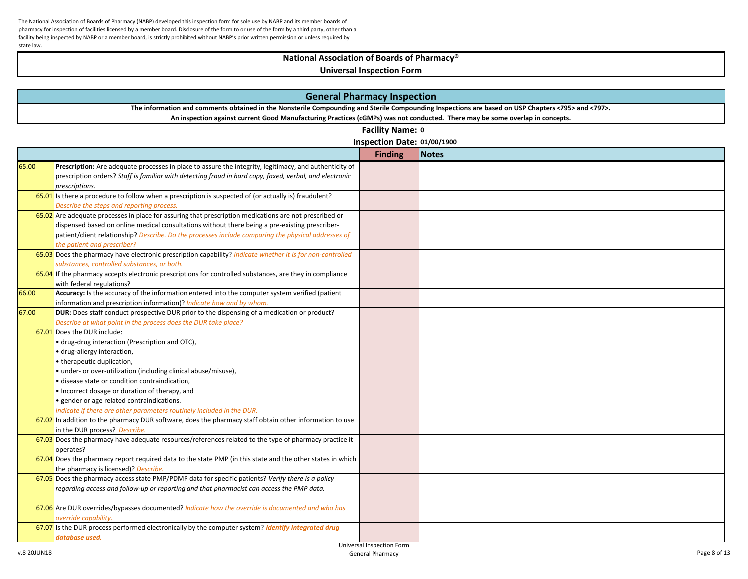The National Association of Boards of Pharmacy (NABP) developed this inspection form for sole use by NABP and its member boards of pharmacy for inspection of facilities licensed by a member board. Disclosure of the form to or use of the form by a third party, other than a facility being inspected by NABP or a member board, is strictly prohibited without NABP's prior written permission or unless required by state law.

# National Association of Boards of Pharmacy®

## Universal Inspection Form

## General Pharmacy Inspection

**The information and comments obtained in the Nonsterile Compounding and Sterile Compounding Inspections are based on USP Chapters <795> and <797>.**

**An inspection against current Good Manufacturing Practices (cGMPs) was not conducted. There may be some overlap in concepts.**

**Facility Name: 0**

**Inspection Date: 01/00/1900**

| | | Finding | Notes |
|---|---|---|---|
| 65.00 | **Prescription:** Are adequate processes in place to assure the integrity, legitimacy, and authenticity of prescription orders? *Staff is familiar with detecting fraud in hard copy, faxed, verbal, and electronic prescriptions.* | | |
| 65.01 | Is there a procedure to follow when a prescription is suspected of (or actually is) fraudulent? *Describe the steps and reporting process.* | | |
| 65.02 | Are adequate processes in place for assuring that prescription medications are not prescribed or dispensed based on online medical consultations without there being a pre-existing prescriber-patient/client relationship? *Describe. Do the processes include comparing the physical addresses of the patient and prescriber?* | | |
| 65.03 | Does the pharmacy have electronic prescription capability? *Indicate whether it is for non-controlled substances, controlled substances, or both.* | | |
| 65.04 | If the pharmacy accepts electronic prescriptions for controlled substances, are they in compliance with federal regulations? | | |
| 66.00 | **Accuracy:** Is the accuracy of the information entered into the computer system verified (patient information and prescription information)? *Indicate how and by whom.* | | |
| 67.00 | **DUR:** Does staff conduct prospective DUR prior to the dispensing of a medication or product? *Describe at what point in the process does the DUR take place?* | | |
| 67.01 | Does the DUR include:<br>• drug-drug interaction (Prescription and OTC),<br>• drug-allergy interaction,<br>• therapeutic duplication,<br>• under- or over-utilization (including clinical abuse/misuse),<br>• disease state or condition contraindication,<br>• Incorrect dosage or duration of therapy, and<br>• gender or age related contraindications.<br>*Indicate if there are other parameters routinely included in the DUR.* | | |
| 67.02 | In addition to the pharmacy DUR software, does the pharmacy staff obtain other information to use in the DUR process? *Describe.* | | |
| 67.03 | Does the pharmacy have adequate resources/references related to the type of pharmacy practice it operates? | | |
| 67.04 | Does the pharmacy report required data to the state PMP (in this state and the other states in which the pharmacy is licensed)? *Describe.* | | |
| 67.05 | Does the pharmacy access state PMP/PDMP data for specific patients? *Verify there is a policy regarding access and follow-up or reporting and that pharmacist can access the PMP data.* | | |
| 67.06 | Are DUR overrides/bypasses documented? *Indicate how the override is documented and who has override capability.* | | |
| 67.07 | Is the DUR process performed electronically by the computer system? ***Identify integrated drug database used.*** | | |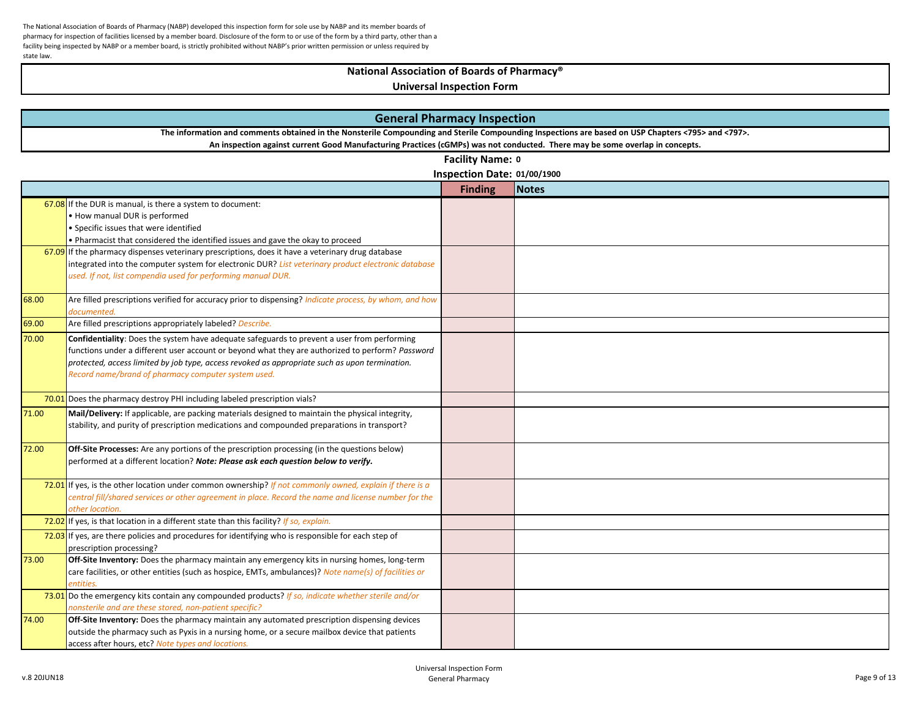The National Association of Boards of Pharmacy (NABP) developed this inspection form for sole use by NABP and its member boards of pharmacy for inspection of facilities licensed by a member board. Disclosure of the form to or use of the form by a third party, other than a facility being inspected by NABP or a member board, is strictly prohibited without NABP's prior written permission or unless required by state law.

# National Association of Boards of Pharmacy®

## Universal Inspection Form

## General Pharmacy Inspection

**The information and comments obtained in the Nonsterile Compounding and Sterile Compounding Inspections are based on USP Chapters <795> and <797>.**

**An inspection against current Good Manufacturing Practices (cGMPs) was not conducted. There may be some overlap in concepts.**

**Facility Name:** 0

**Inspection Date:** 01/00/1900

| | | Finding | Notes |
|---|---|---|---|
| 67.08 | If the DUR is manual, is there a system to document:<br>• How manual DUR is performed<br>• Specific issues that were identified<br>• Pharmacist that considered the identified issues and gave the okay to proceed | | |
| 67.09 | If the pharmacy dispenses veterinary prescriptions, does it have a veterinary drug database integrated into the computer system for electronic DUR? *List veterinary product electronic database used. If not, list compendia used for performing manual DUR.* | | |
| 68.00 | Are filled prescriptions verified for accuracy prior to dispensing? *Indicate process, by whom, and how documented.* | | |
| 69.00 | Are filled prescriptions appropriately labeled? *Describe.* | | |
| 70.00 | **Confidentiality**: Does the system have adequate safeguards to prevent a user from performing functions under a different user account or beyond what they are authorized to perform? *Password protected, access limited by job type, access revoked as appropriate such as upon termination. Record name/brand of pharmacy computer system used.* | | |
| 70.01 | Does the pharmacy destroy PHI including labeled prescription vials? | | |
| 71.00 | **Mail/Delivery:** If applicable, are packing materials designed to maintain the physical integrity, stability, and purity of prescription medications and compounded preparations in transport? | | |
| 72.00 | **Off-Site Processes:** Are any portions of the prescription processing (in the questions below) performed at a different location? ***Note: Please ask each question below to verify.*** | | |
| 72.01 | If yes, is the other location under common ownership? *If not commonly owned, explain if there is a central fill/shared services or other agreement in place. Record the name and license number for the other location.* | | |
| 72.02 | If yes, is that location in a different state than this facility? *If so, explain.* | | |
| 72.03 | If yes, are there policies and procedures for identifying who is responsible for each step of prescription processing? | | |
| 73.00 | **Off-Site Inventory:** Does the pharmacy maintain any emergency kits in nursing homes, long-term care facilities, or other entities (such as hospice, EMTs, ambulances)? *Note name(s) of facilities or entities.* | | |
| 73.01 | Do the emergency kits contain any compounded products? *If so, indicate whether sterile and/or nonsterile and are these stored, non-patient specific?* | | |
| 74.00 | **Off-Site Inventory:** Does the pharmacy maintain any automated prescription dispensing devices outside the pharmacy such as Pyxis in a nursing home, or a secure mailbox device that patients access after hours, etc? *Note types and locations.* | | |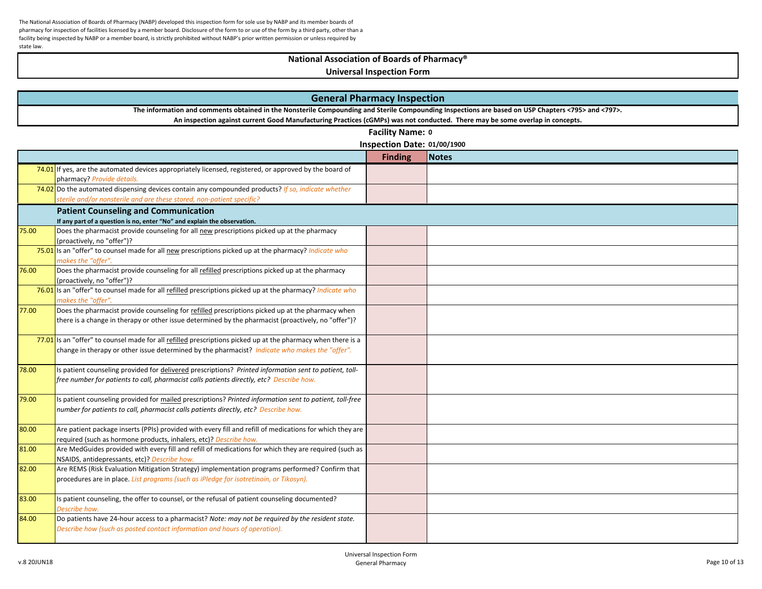The National Association of Boards of Pharmacy (NABP) developed this inspection form for sole use by NABP and its member boards of pharmacy for inspection of facilities licensed by a member board. Disclosure of the form to or use of the form by a third party, other than a facility being inspected by NABP or a member board, is strictly prohibited without NABP's prior written permission or unless required by state law.

# National Association of Boards of Pharmacy®

## Universal Inspection Form

## General Pharmacy Inspection

**The information and comments obtained in the Nonsterile Compounding and Sterile Compounding Inspections are based on USP Chapters <795> and <797>. An inspection against current Good Manufacturing Practices (cGMPs) was not conducted. There may be some overlap in concepts.**

**Facility Name:** 0

**Inspection Date:** 01/00/1900

| | | Finding | Notes |
|---|---|---|---|
| 74.01 | If yes, are the automated devices appropriately licensed, registered, or approved by the board of pharmacy? *Provide details.* | | |
| 74.02 | Do the automated dispensing devices contain any compounded products? *If so, indicate whether sterile and/or nonsterile and are these stored, non-patient specific?* | | |
| | **Patient Counseling and Communication** — **If any part of a question is no, enter "No" and explain the observation.** | | |
| 75.00 | Does the pharmacist provide counseling for all new prescriptions picked up at the pharmacy (proactively, no "offer")? | | |
| 75.01 | Is an "offer" to counsel made for all new prescriptions picked up at the pharmacy? *Indicate who makes the "offer".* | | |
| 76.00 | Does the pharmacist provide counseling for all refilled prescriptions picked up at the pharmacy (proactively, no "offer")? | | |
| 76.01 | Is an "offer" to counsel made for all refilled prescriptions picked up at the pharmacy? *Indicate who makes the "offer".* | | |
| 77.00 | Does the pharmacist provide counseling for refilled prescriptions picked up at the pharmacy when there is a change in therapy or other issue determined by the pharmacist (proactively, no "offer")? | | |
| 77.01 | Is an "offer" to counsel made for all refilled prescriptions picked up at the pharmacy when there is a change in therapy or other issue determined by the pharmacist? *Indicate who makes the "offer".* | | |
| 78.00 | Is patient counseling provided for delivered prescriptions? *Printed information sent to patient, toll-free number for patients to call, pharmacist calls patients directly, etc? Describe how.* | | |
| 79.00 | Is patient counseling provided for mailed prescriptions? *Printed information sent to patient, toll-free number for patients to call, pharmacist calls patients directly, etc? Describe how.* | | |
| 80.00 | Are patient package inserts (PPIs) provided with every fill and refill of medications for which they are required (such as hormone products, inhalers, etc)? *Describe how.* | | |
| 81.00 | Are MedGuides provided with every fill and refill of medications for which they are required (such as NSAIDS, antidepressants, etc)? *Describe how.* | | |
| 82.00 | Are REMS (Risk Evaluation Mitigation Strategy) implementation programs performed? Confirm that procedures are in place. *List programs (such as iPledge for isotretinoin, or Tikosyn).* | | |
| 83.00 | Is patient counseling, the offer to counsel, or the refusal of patient counseling documented? *Describe how.* | | |
| 84.00 | Do patients have 24-hour access to a pharmacist? *Note: may not be required by the resident state. Describe how (such as posted contact information and hours of operation).* | | |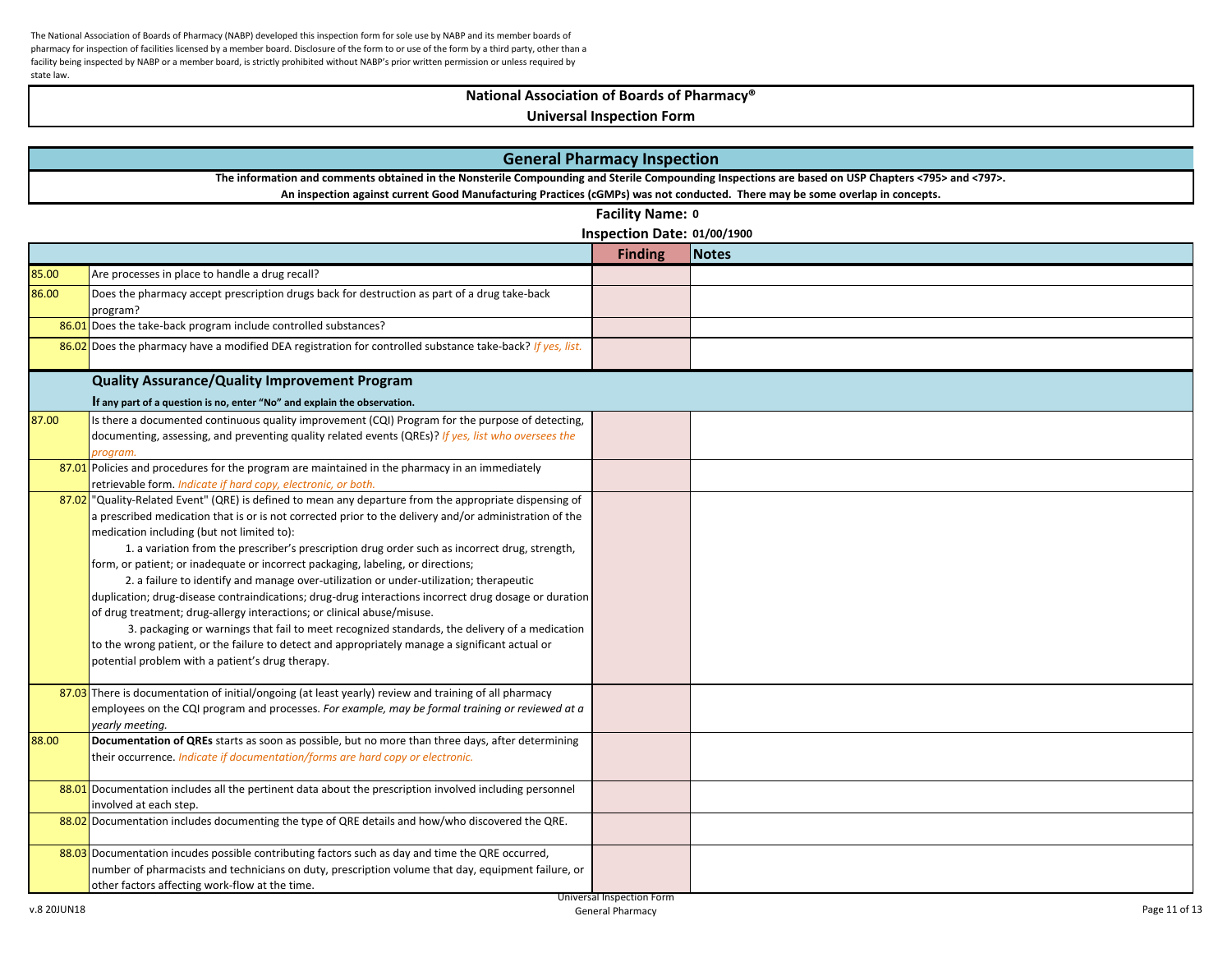The National Association of Boards of Pharmacy (NABP) developed this inspection form for sole use by NABP and its member boards of pharmacy for inspection of facilities licensed by a member board. Disclosure of the form to or use of the form by a third party, other than a facility being inspected by NABP or a member board, is strictly prohibited without NABP's prior written permission or unless required by state law.

# National Association of Boards of Pharmacy®

## Universal Inspection Form

## General Pharmacy Inspection

**The information and comments obtained in the Nonsterile Compounding and Sterile Compounding Inspections are based on USP Chapters <795> and <797>.**
**An inspection against current Good Manufacturing Practices (cGMPs) was not conducted. There may be some overlap in concepts.**

**Facility Name: 0**

**Inspection Date: 01/00/1900**

| | | Finding | Notes |
|---|---|---|---|
| 85.00 | Are processes in place to handle a drug recall? | | |
| 86.00 | Does the pharmacy accept prescription drugs back for destruction as part of a drug take-back program? | | |
| 86.01 | Does the take-back program include controlled substances? | | |
| 86.02 | Does the pharmacy have a modified DEA registration for controlled substance take-back? *If yes, list.* | | |
| | **Quality Assurance/Quality Improvement Program** **If any part of a question is no, enter "No" and explain the observation.** | | |
| 87.00 | Is there a documented continuous quality improvement (CQI) Program for the purpose of detecting, documenting, assessing, and preventing quality related events (QREs)? *If yes, list who oversees the program.* | | |
| 87.01 | Policies and procedures for the program are maintained in the pharmacy in an immediately retrievable form. *Indicate if hard copy, electronic, or both.* | | |
| 87.02 | "Quality-Related Event" (QRE) is defined to mean any departure from the appropriate dispensing of a prescribed medication that is or is not corrected prior to the delivery and/or administration of the medication including (but not limited to): 1. a variation from the prescriber's prescription drug order such as incorrect drug, strength, form, or patient; or inadequate or incorrect packaging, labeling, or directions; 2. a failure to identify and manage over-utilization or under-utilization; therapeutic duplication; drug-disease contraindications; drug-drug interactions incorrect drug dosage or duration of drug treatment; drug-allergy interactions; or clinical abuse/misuse. 3. packaging or warnings that fail to meet recognized standards, the delivery of a medication to the wrong patient, or the failure to detect and appropriately manage a significant actual or potential problem with a patient's drug therapy. | | |
| 87.03 | There is documentation of initial/ongoing (at least yearly) review and training of all pharmacy employees on the CQI program and processes. *For example, may be formal training or reviewed at a yearly meeting.* | | |
| 88.00 | **Documentation of QREs** starts as soon as possible, but no more than three days, after determining their occurrence. *Indicate if documentation/forms are hard copy or electronic.* | | |
| 88.01 | Documentation includes all the pertinent data about the prescription involved including personnel involved at each step. | | |
| 88.02 | Documentation includes documenting the type of QRE details and how/who discovered the QRE. | | |
| 88.03 | Documentation incudes possible contributing factors such as day and time the QRE occurred, number of pharmacists and technicians on duty, prescription volume that day, equipment failure, or other factors affecting work-flow at the time. | | |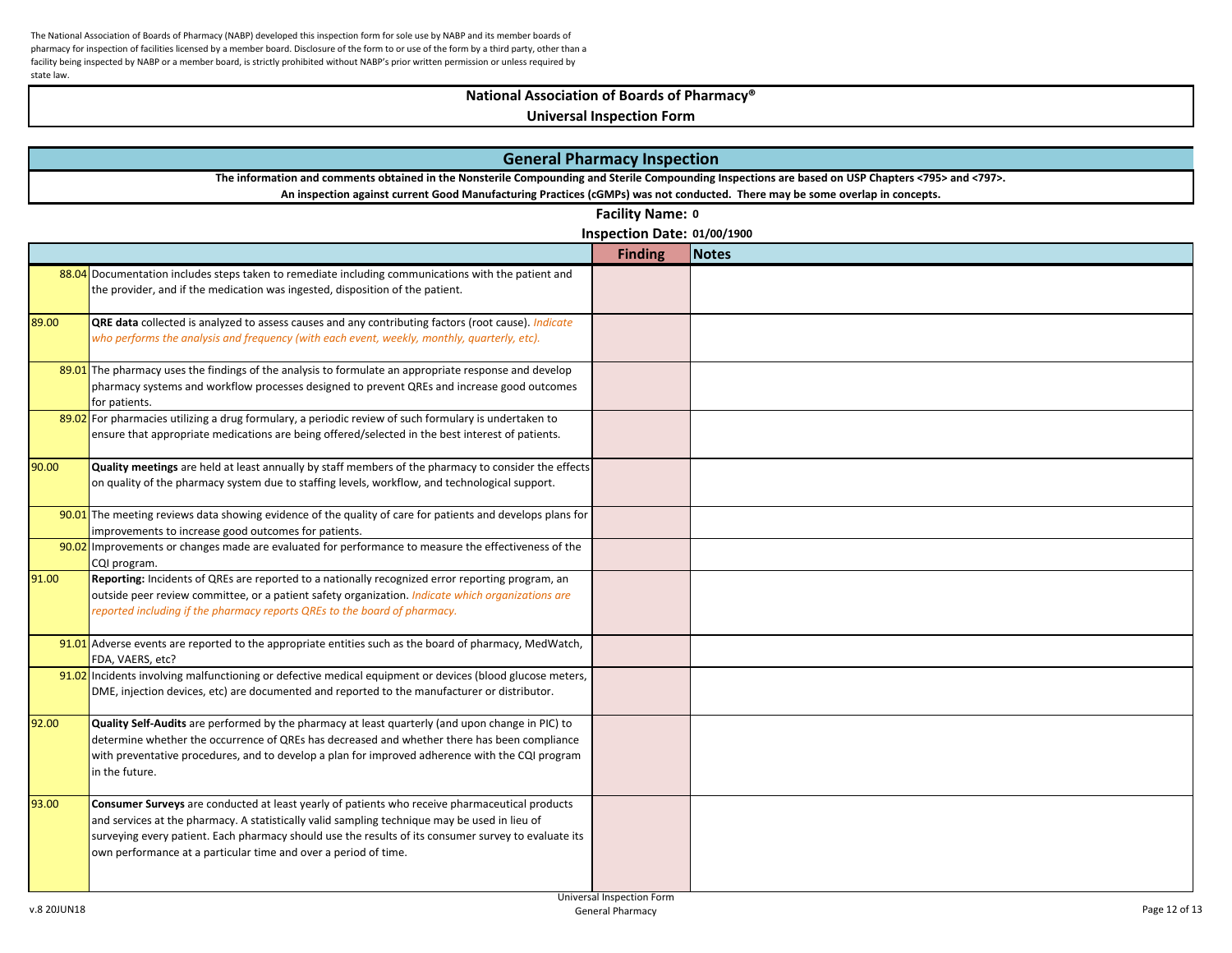The National Association of Boards of Pharmacy (NABP) developed this inspection form for sole use by NABP and its member boards of pharmacy for inspection of facilities licensed by a member board. Disclosure of the form to or use of the form by a third party, other than a facility being inspected by NABP or a member board, is strictly prohibited without NABP's prior written permission or unless required by state law.

# National Association of Boards of Pharmacy®
## Universal Inspection Form

## General Pharmacy Inspection

**The information and comments obtained in the Nonsterile Compounding and Sterile Compounding Inspections are based on USP Chapters <795> and <797>.**
**An inspection against current Good Manufacturing Practices (cGMPs) was not conducted. There may be some overlap in concepts.**

**Facility Name:** 0

**Inspection Date:** 01/00/1900

| | | Finding | Notes |
|---|---|---|---|
| 88.04 | Documentation includes steps taken to remediate including communications with the patient and the provider, and if the medication was ingested, disposition of the patient. | | |
| 89.00 | **QRE data** collected is analyzed to assess causes and any contributing factors (root cause). *Indicate who performs the analysis and frequency (with each event, weekly, monthly, quarterly, etc).* | | |
| 89.01 | The pharmacy uses the findings of the analysis to formulate an appropriate response and develop pharmacy systems and workflow processes designed to prevent QREs and increase good outcomes for patients. | | |
| 89.02 | For pharmacies utilizing a drug formulary, a periodic review of such formulary is undertaken to ensure that appropriate medications are being offered/selected in the best interest of patients. | | |
| 90.00 | **Quality meetings** are held at least annually by staff members of the pharmacy to consider the effects on quality of the pharmacy system due to staffing levels, workflow, and technological support. | | |
| 90.01 | The meeting reviews data showing evidence of the quality of care for patients and develops plans for improvements to increase good outcomes for patients. | | |
| 90.02 | Improvements or changes made are evaluated for performance to measure the effectiveness of the CQI program. | | |
| 91.00 | **Reporting:** Incidents of QREs are reported to a nationally recognized error reporting program, an outside peer review committee, or a patient safety organization. *Indicate which organizations are reported including if the pharmacy reports QREs to the board of pharmacy.* | | |
| 91.01 | Adverse events are reported to the appropriate entities such as the board of pharmacy, MedWatch, FDA, VAERS, etc? | | |
| 91.02 | Incidents involving malfunctioning or defective medical equipment or devices (blood glucose meters, DME, injection devices, etc) are documented and reported to the manufacturer or distributor. | | |
| 92.00 | **Quality Self-Audits** are performed by the pharmacy at least quarterly (and upon change in PIC) to determine whether the occurrence of QREs has decreased and whether there has been compliance with preventative procedures, and to develop a plan for improved adherence with the CQI program in the future. | | |
| 93.00 | **Consumer Surveys** are conducted at least yearly of patients who receive pharmaceutical products and services at the pharmacy. A statistically valid sampling technique may be used in lieu of surveying every patient. Each pharmacy should use the results of its consumer survey to evaluate its own performance at a particular time and over a period of time. | | |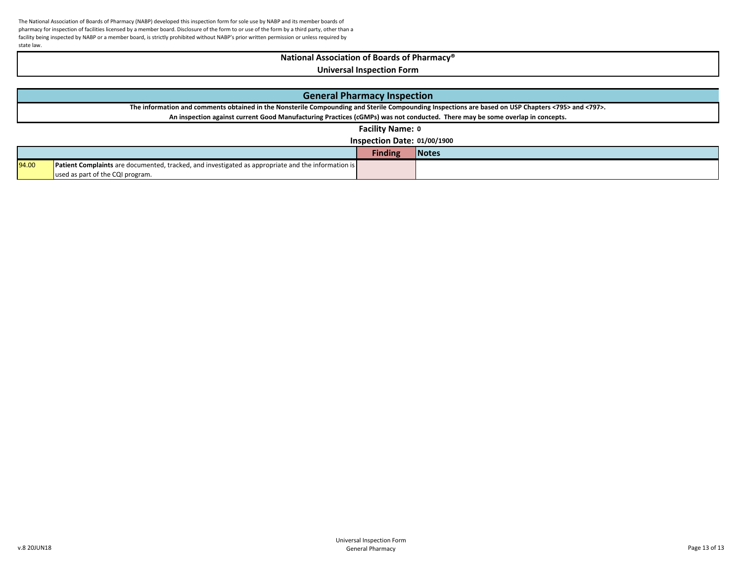The National Association of Boards of Pharmacy (NABP) developed this inspection form for sole use by NABP and its member boards of pharmacy for inspection of facilities licensed by a member board. Disclosure of the form to or use of the form by a third party, other than a facility being inspected by NABP or a member board, is strictly prohibited without NABP's prior written permission or unless required by state law.

# National Association of Boards of Pharmacy®

## Universal Inspection Form

## General Pharmacy Inspection

**The information and comments obtained in the Nonsterile Compounding and Sterile Compounding Inspections are based on USP Chapters <795> and <797>.**

**An inspection against current Good Manufacturing Practices (cGMPs) was not conducted. There may be some overlap in concepts.**

**Facility Name: 0**

**Inspection Date: 01/00/1900**

| | | Finding | Notes |
|---|---|---|---|
| 94.00 | **Patient Complaints** are documented, tracked, and investigated as appropriate and the information is used as part of the CQI program. | | |